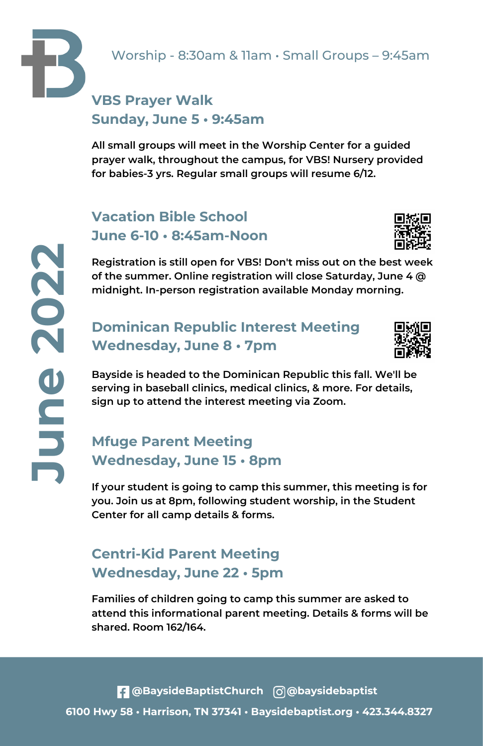# June 2022

Worship - 8:30am & 11am • Small Groups – 9:45am

## VBS Prayer Walk
## Sunday, June 5 • 9:45am

All small groups will meet in the Worship Center for a guided prayer walk, throughout the campus, for VBS! Nursery provided for babies-3 yrs. Regular small groups will resume 6/12.

## Vacation Bible School
## June 6-10 • 8:45am-Noon

Registration is still open for VBS! Don't miss out on the best week of the summer. Online registration will close Saturday, June 4 @ midnight. In-person registration available Monday morning.

## Dominican Republic Interest Meeting
## Wednesday, June 8 • 7pm

Bayside is headed to the Dominican Republic this fall. We'll be serving in baseball clinics, medical clinics, & more. For details, sign up to attend the interest meeting via Zoom.

## Mfuge Parent Meeting
## Wednesday, June 15 • 8pm

If your student is going to camp this summer, this meeting is for you. Join us at 8pm, following student worship, in the Student Center for all camp details & forms.

## Centri-Kid Parent Meeting
## Wednesday, June 22 • 5pm

Families of children going to camp this summer are asked to attend this informational parent meeting. Details & forms will be shared. Room 162/164.

@BaysideBaptistChurch @baysidebaptist

6100 Hwy 58 • Harrison, TN 37341 • Baysidebaptist.org • 423.344.8327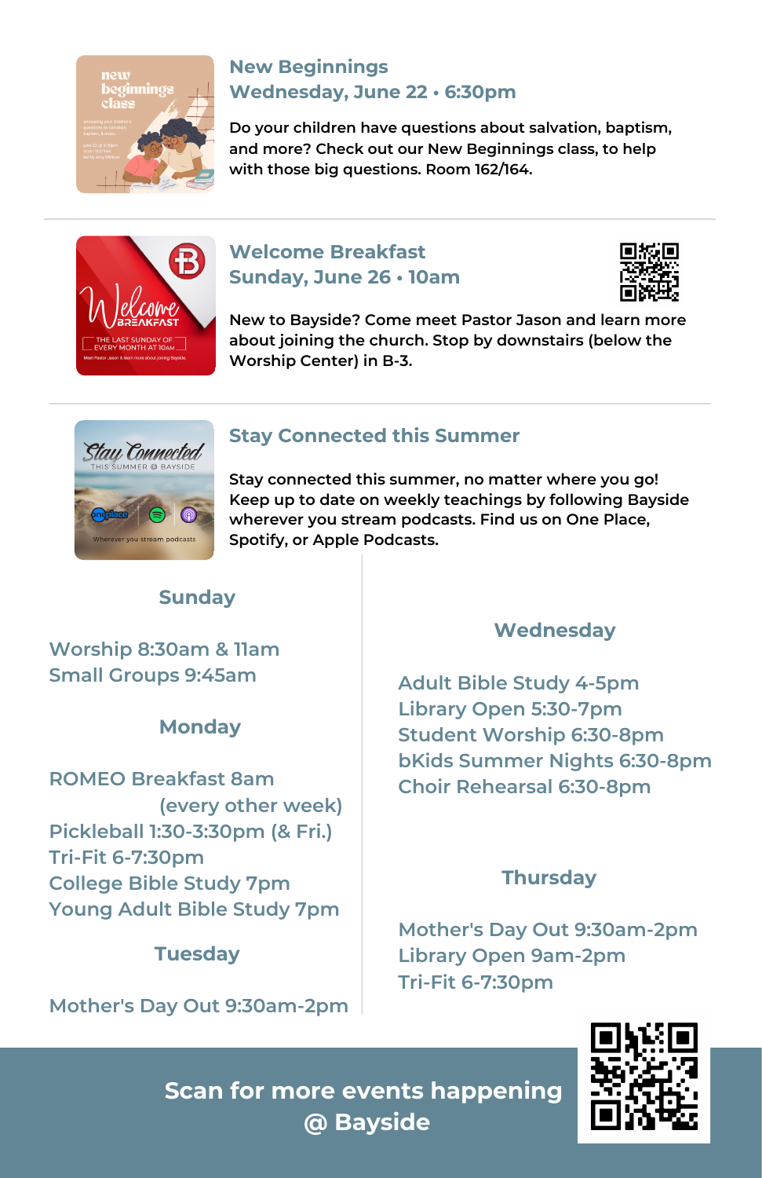## New Beginnings
### Wednesday, June 22 • 6:30pm

Do your children have questions about salvation, baptism, and more? Check out our New Beginnings class, to help with those big questions. Room 162/164.

## Welcome Breakfast
### Sunday, June 26 • 10am

New to Bayside? Come meet Pastor Jason and learn more about joining the church. Stop by downstairs (below the Worship Center) in B-3.

## Stay Connected this Summer

Stay connected this summer, no matter where you go! Keep up to date on weekly teachings by following Bayside wherever you stream podcasts. Find us on One Place, Spotify, or Apple Podcasts.

### Sunday

Worship 8:30am & 11am
Small Groups 9:45am

### Monday

ROMEO Breakfast 8am (every other week)
Pickleball 1:30-3:30pm (& Fri.)
Tri-Fit 6-7:30pm
College Bible Study 7pm
Young Adult Bible Study 7pm

### Tuesday

Mother's Day Out 9:30am-2pm

### Wednesday

Adult Bible Study 4-5pm
Library Open 5:30-7pm
Student Worship 6:30-8pm
bKids Summer Nights 6:30-8pm
Choir Rehearsal 6:30-8pm

### Thursday

Mother's Day Out 9:30am-2pm
Library Open 9am-2pm
Tri-Fit 6-7:30pm

**Scan for more events happening @ Bayside**